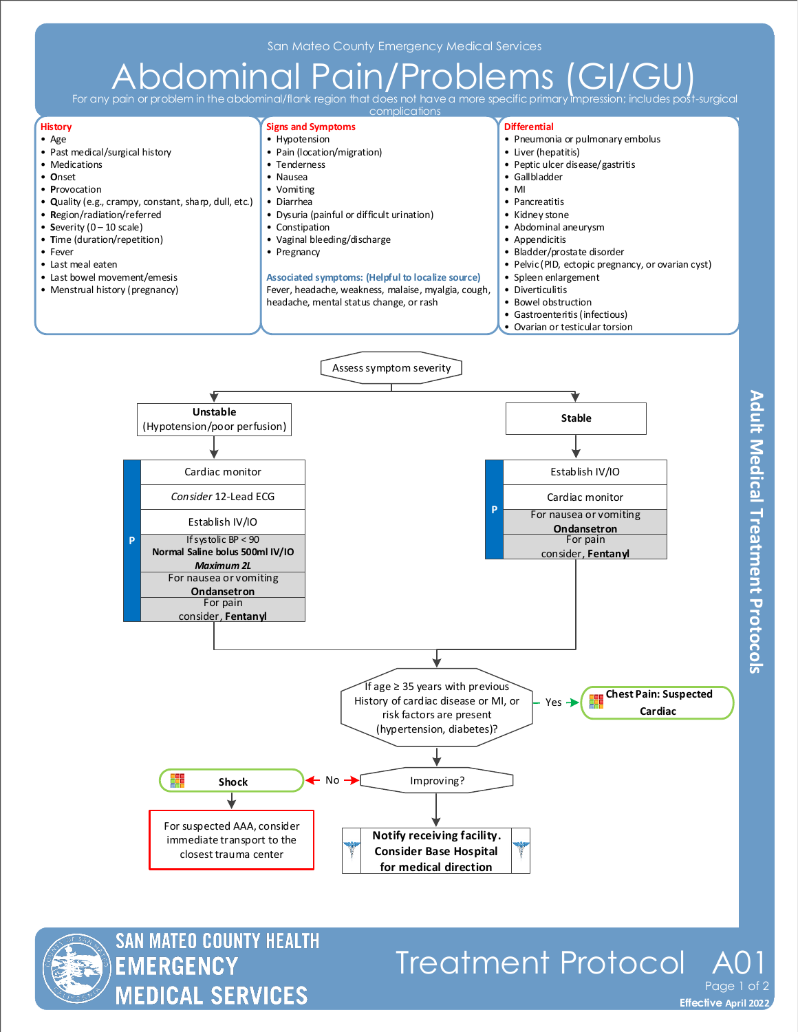San Mateo County Emergency Medical Services

# Abdominal Pain/Problems (GI/GU)

For any pain or problem in the abdominal/flank region that does not have a more specific primary impression; includes post-surgical complications

## History

- Age
- Past medical/surgical history
- Medications
- **O**nset
- **P**rovocation
- **Q**uality (e.g., crampy, constant, sharp, dull, etc.)
- **R**egion/radiation/referred
- **S**everity (0 – 10 scale)
- **T**ime (duration/repetition)
- Fever
- Last meal eaten
- Last bowel movement/emesis
- Menstrual history (pregnancy)

## Signs and Symptoms

- Hypotension
- Pain (location/migration)
- Tenderness
- Nausea
- Vomiting
- Diarrhea
- Dysuria (painful or difficult urination)
- Constipation
- Vaginal bleeding/discharge
- Pregnancy

**Associated symptoms: (Helpful to localize source)**
Fever, headache, weakness, malaise, myalgia, cough, headache, mental status change, or rash

## Differential

- Pneumonia or pulmonary embolus
- Liver (hepatitis)
- Peptic ulcer disease/gastritis
- Gallbladder
- MI
- Pancreatitis
- Kidney stone
- Abdominal aneurysm
- Appendicitis
- Bladder/prostate disorder
- Pelvic (PID, ectopic pregnancy, or ovarian cyst)
- Spleen enlargement
- Diverticulitis
- Bowel obstruction
- Gastroenteritis (infectious)
- Ovarian or testicular torsion

## Treatment Flowchart

**Assess symptom severity**

### Unstable (Hypotension/poor perfusion)

- Cardiac monitor
- *Consider* 12-Lead ECG
- Establish IV/IO
- **P** — If systolic BP < 90: **Normal Saline bolus 500ml IV/IO** ***Maximum 2L***
- **P** — For nausea or vomiting: **Ondansetron**
- **P** — For pain consider, **Fentanyl**

### Stable

- Establish IV/IO
- Cardiac monitor
- **P** — For nausea or vomiting: **Ondansetron**
- **P** — For pain consider, **Fentanyl**

### Both pathways continue to:

**If age ≥ 35 years with previous History of cardiac disease or MI, or risk factors are present (hypertension, diabetes)?**

- Yes → **Chest Pain: Suspected Cardiac**
- Otherwise → **Improving?**
  - No → **Shock** → For suspected AAA, consider immediate transport to the closest trauma center
  - Continue → **Notify receiving facility. Consider Base Hospital for medical direction**

Adult Medical Treatment Protocols

SAN MATEO COUNTY HEALTH EMERGENCY MEDICAL SERVICES

Treatment Protocol A01

Effective April 2022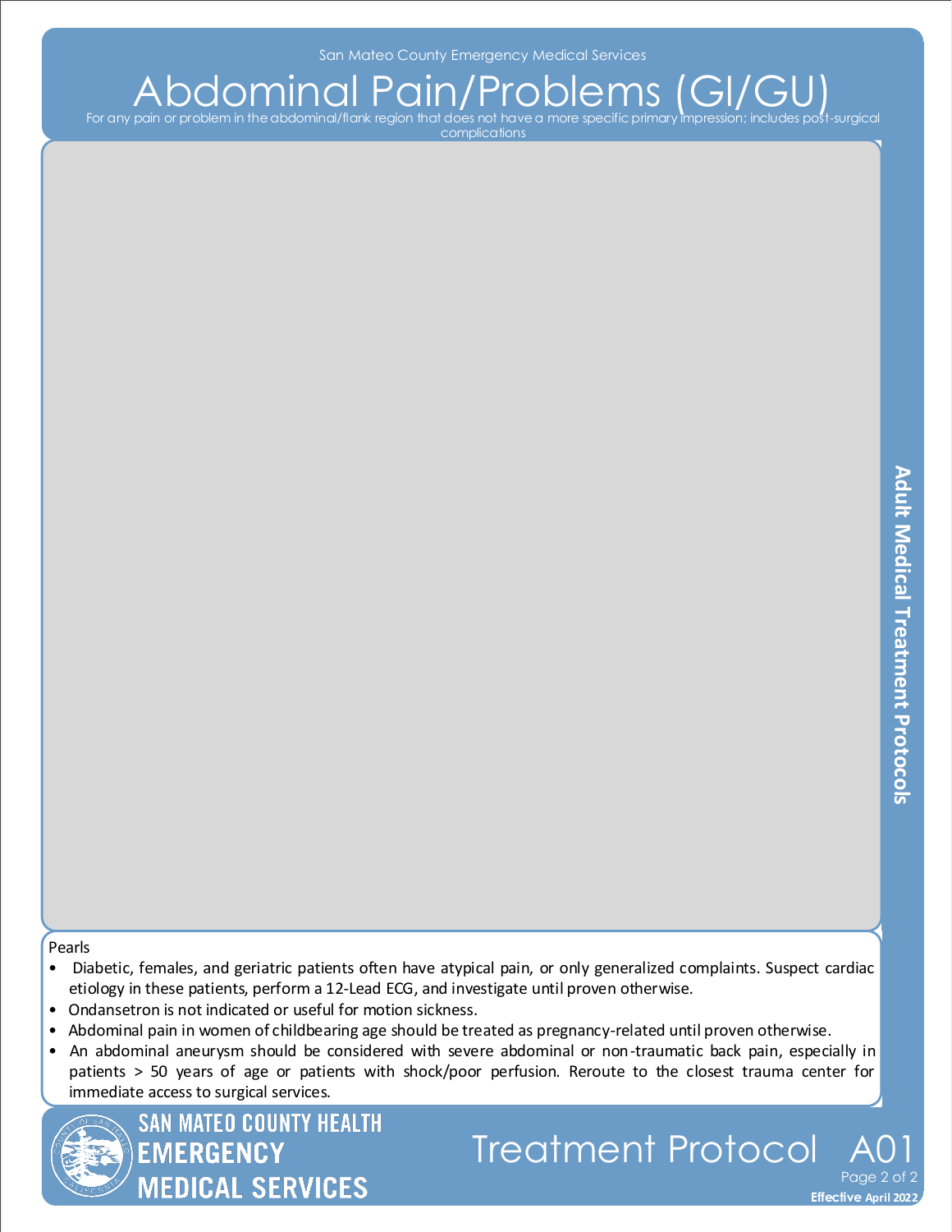# Abdominal Pain/Problems (GI/GU)

For any pain or problem in the abdominal/flank region that does not have a more specific primary impression; includes post-surgical complications

Pearls

- Diabetic, females, and geriatric patients often have atypical pain, or only generalized complaints. Suspect cardiac etiology in these patients, perform a 12-Lead ECG, and investigate until proven otherwise.
- Ondansetron is not indicated or useful for motion sickness.
- Abdominal pain in women of childbearing age should be treated as pregnancy-related until proven otherwise.
- An abdominal aneurysm should be considered with severe abdominal or non-traumatic back pain, especially in patients > 50 years of age or patients with shock/poor perfusion. Reroute to the closest trauma center for immediate access to surgical services.

Treatment Protocol A01

Effective April 2022